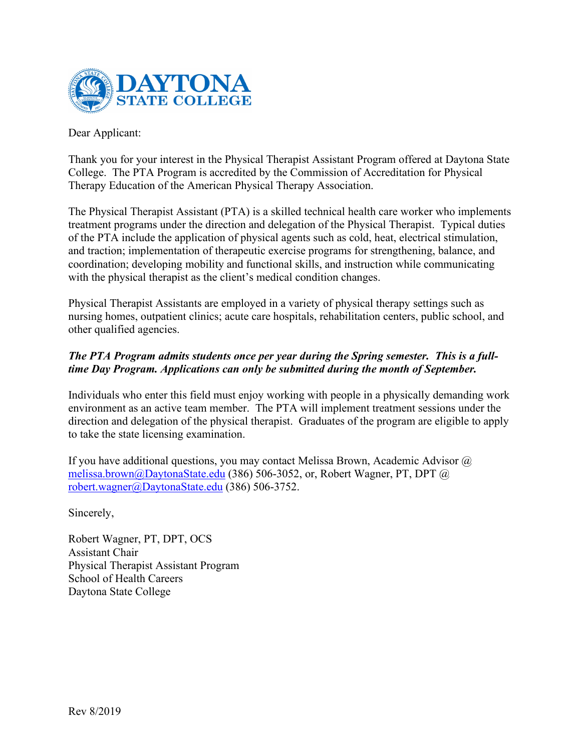**DAYTONA STATE COLLEGE**

Dear Applicant:

Thank you for your interest in the Physical Therapist Assistant Program offered at Daytona State College. The PTA Program is accredited by the Commission of Accreditation for Physical Therapy Education of the American Physical Therapy Association.

The Physical Therapist Assistant (PTA) is a skilled technical health care worker who implements treatment programs under the direction and delegation of the Physical Therapist. Typical duties of the PTA include the application of physical agents such as cold, heat, electrical stimulation, and traction; implementation of therapeutic exercise programs for strengthening, balance, and coordination; developing mobility and functional skills, and instruction while communicating with the physical therapist as the client's medical condition changes.

Physical Therapist Assistants are employed in a variety of physical therapy settings such as nursing homes, outpatient clinics; acute care hospitals, rehabilitation centers, public school, and other qualified agencies.

***The PTA Program admits students once per year during the Spring semester. This is a full-time Day Program. Applications can only be submitted during the month of September.***

Individuals who enter this field must enjoy working with people in a physically demanding work environment as an active team member. The PTA will implement treatment sessions under the direction and delegation of the physical therapist. Graduates of the program are eligible to apply to take the state licensing examination.

If you have additional questions, you may contact Melissa Brown, Academic Advisor @ melissa.brown@DaytonaState.edu (386) 506-3052, or, Robert Wagner, PT, DPT @ robert.wagner@DaytonaState.edu (386) 506-3752.

Sincerely,

Robert Wagner, PT, DPT, OCS
Assistant Chair
Physical Therapist Assistant Program
School of Health Careers
Daytona State College

Rev 8/2019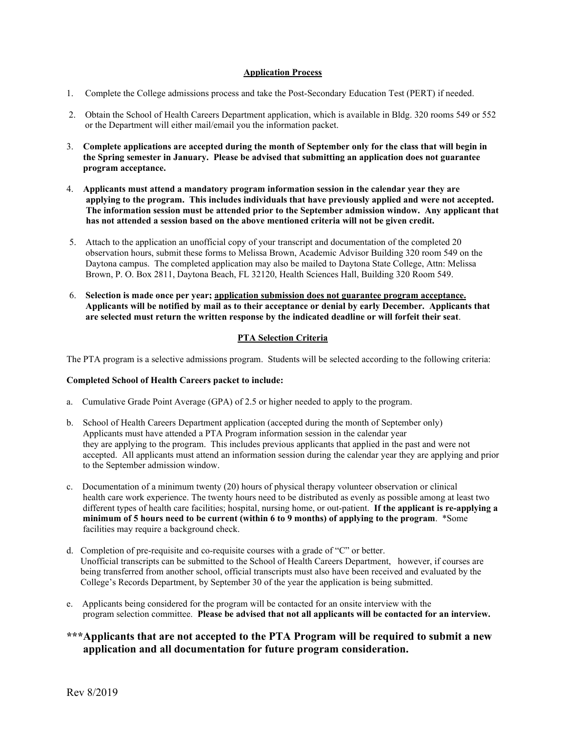## Application Process

1. Complete the College admissions process and take the Post-Secondary Education Test (PERT) if needed.

2. Obtain the School of Health Careers Department application, which is available in Bldg. 320 rooms 549 or 552 or the Department will either mail/email you the information packet.

3. **Complete applications are accepted during the month of September only for the class that will begin in the Spring semester in January. Please be advised that submitting an application does not guarantee program acceptance.**

4. **Applicants must attend a mandatory program information session in the calendar year they are applying to the program. This includes individuals that have previously applied and were not accepted. The information session must be attended prior to the September admission window. Any applicant that has not attended a session based on the above mentioned criteria will not be given credit.**

5. Attach to the application an unofficial copy of your transcript and documentation of the completed 20 observation hours, submit these forms to Melissa Brown, Academic Advisor Building 320 room 549 on the Daytona campus. The completed application may also be mailed to Daytona State College, Attn: Melissa Brown, P. O. Box 2811, Daytona Beach, FL 32120, Health Sciences Hall, Building 320 Room 549.

6. **Selection is made once per year; application submission does not guarantee program acceptance. Applicants will be notified by mail as to their acceptance or denial by early December. Applicants that are selected must return the written response by the indicated deadline or will forfeit their seat**.

## PTA Selection Criteria

The PTA program is a selective admissions program. Students will be selected according to the following criteria:

**Completed School of Health Careers packet to include:**

a. Cumulative Grade Point Average (GPA) of 2.5 or higher needed to apply to the program.

b. School of Health Careers Department application (accepted during the month of September only) Applicants must have attended a PTA Program information session in the calendar year they are applying to the program. This includes previous applicants that applied in the past and were not accepted. All applicants must attend an information session during the calendar year they are applying and prior to the September admission window.

c. Documentation of a minimum twenty (20) hours of physical therapy volunteer observation or clinical health care work experience. The twenty hours need to be distributed as evenly as possible among at least two different types of health care facilities; hospital, nursing home, or out-patient. **If the applicant is re-applying a minimum of 5 hours need to be current (within 6 to 9 months) of applying to the program**. *Some facilities may require a background check.

d. Completion of pre-requisite and co-requisite courses with a grade of "C" or better. Unofficial transcripts can be submitted to the School of Health Careers Department, however, if courses are being transferred from another school, official transcripts must also have been received and evaluated by the College's Records Department, by September 30 of the year the application is being submitted.

e. Applicants being considered for the program will be contacted for an onsite interview with the program selection committee. **Please be advised that not all applicants will be contacted for an interview.**

### ***Applicants that are not accepted to the PTA Program will be required to submit a new application and all documentation for future program consideration.

Rev 8/2019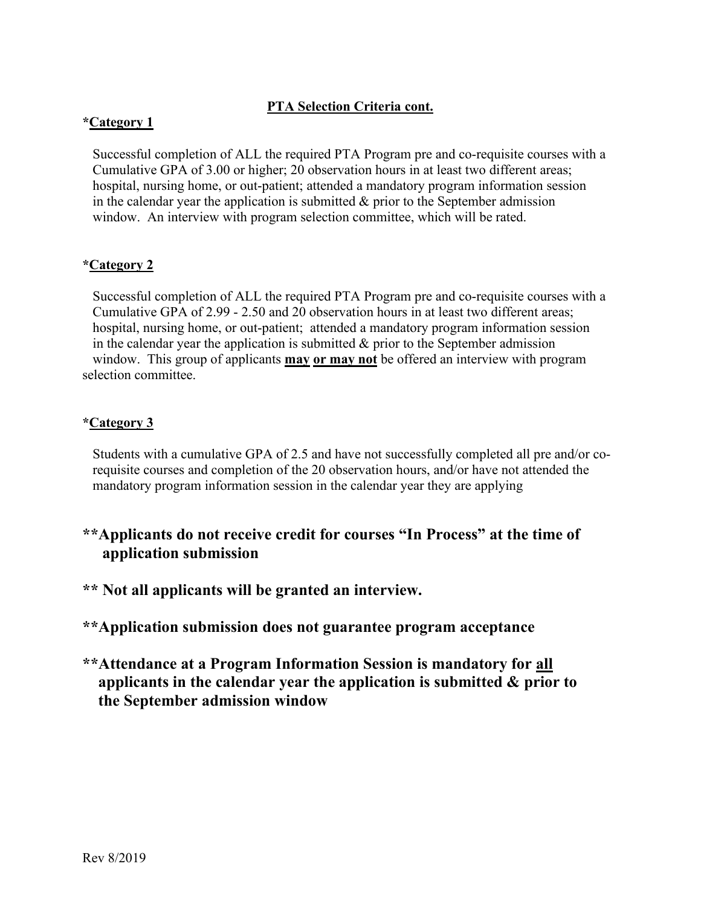## PTA Selection Criteria cont.

***Category 1**

Successful completion of ALL the required PTA Program pre and co-requisite courses with a Cumulative GPA of 3.00 or higher; 20 observation hours in at least two different areas; hospital, nursing home, or out-patient; attended a mandatory program information session in the calendar year the application is submitted & prior to the September admission window. An interview with program selection committee, which will be rated.

***Category 2**

Successful completion of ALL the required PTA Program pre and co-requisite courses with a Cumulative GPA of 2.99 - 2.50 and 20 observation hours in at least two different areas; hospital, nursing home, or out-patient; attended a mandatory program information session in the calendar year the application is submitted & prior to the September admission window. This group of applicants **may or may not** be offered an interview with program selection committee.

***Category 3**

Students with a cumulative GPA of 2.5 and have not successfully completed all pre and/or co-requisite courses and completion of the 20 observation hours, and/or have not attended the mandatory program information session in the calendar year they are applying

**\*\*Applicants do not receive credit for courses "In Process" at the time of application submission**

**\*\* Not all applicants will be granted an interview.**

**\*\*Application submission does not guarantee program acceptance**

**\*\*Attendance at a Program Information Session is mandatory for all applicants in the calendar year the application is submitted & prior to the September admission window**

Rev 8/2019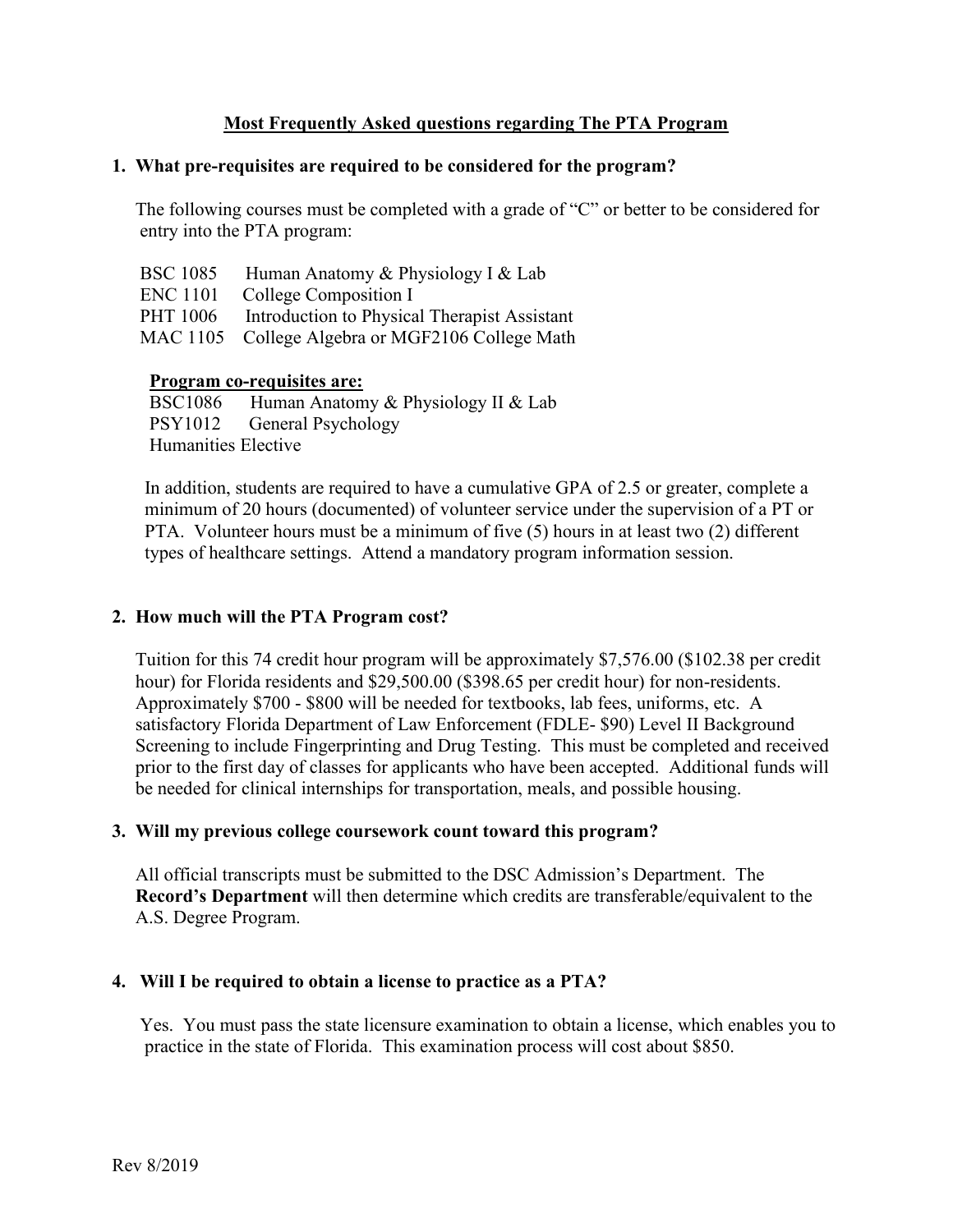# Most Frequently Asked questions regarding The PTA Program

## 1. What pre-requisites are required to be considered for the program?

The following courses must be completed with a grade of "C" or better to be considered for entry into the PTA program:

BSC 1085 Human Anatomy & Physiology I & Lab
ENC 1101 College Composition I
PHT 1006 Introduction to Physical Therapist Assistant
MAC 1105 College Algebra or MGF2106 College Math

**Program co-requisites are:**

BSC1086 Human Anatomy & Physiology II & Lab
PSY1012 General Psychology
Humanities Elective

In addition, students are required to have a cumulative GPA of 2.5 or greater, complete a minimum of 20 hours (documented) of volunteer service under the supervision of a PT or PTA. Volunteer hours must be a minimum of five (5) hours in at least two (2) different types of healthcare settings. Attend a mandatory program information session.

## 2. How much will the PTA Program cost?

Tuition for this 74 credit hour program will be approximately $7,576.00 ($102.38 per credit hour) for Florida residents and $29,500.00 ($398.65 per credit hour) for non-residents. Approximately $700 - $800 will be needed for textbooks, lab fees, uniforms, etc. A satisfactory Florida Department of Law Enforcement (FDLE- $90) Level II Background Screening to include Fingerprinting and Drug Testing. This must be completed and received prior to the first day of classes for applicants who have been accepted. Additional funds will be needed for clinical internships for transportation, meals, and possible housing.

## 3. Will my previous college coursework count toward this program?

All official transcripts must be submitted to the DSC Admission's Department. The **Record's Department** will then determine which credits are transferable/equivalent to the A.S. Degree Program.

## 4. Will I be required to obtain a license to practice as a PTA?

Yes. You must pass the state licensure examination to obtain a license, which enables you to practice in the state of Florida. This examination process will cost about $850.

Rev 8/2019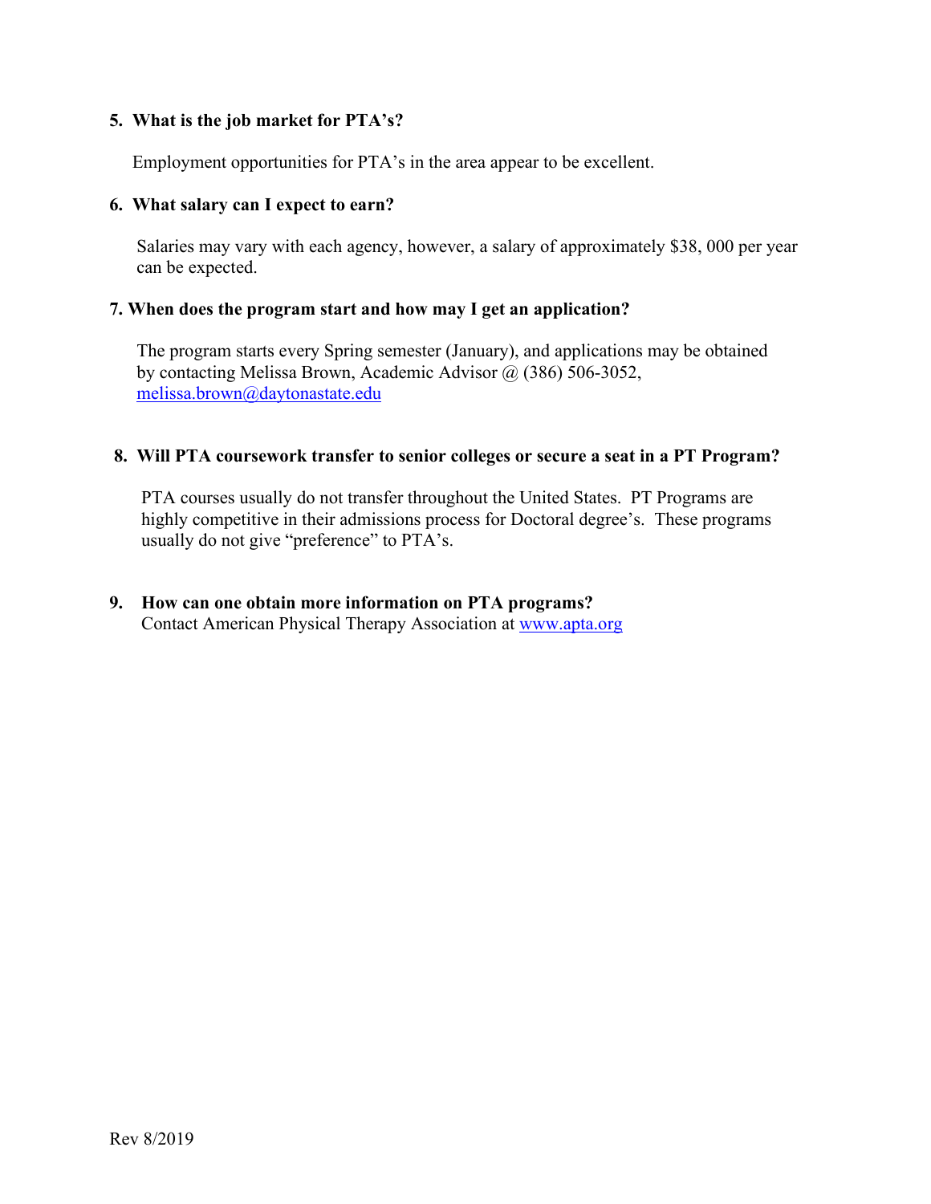**5. What is the job market for PTA's?**

Employment opportunities for PTA's in the area appear to be excellent.

**6. What salary can I expect to earn?**

Salaries may vary with each agency, however, a salary of approximately $38, 000 per year can be expected.

**7. When does the program start and how may I get an application?**

The program starts every Spring semester (January), and applications may be obtained by contacting Melissa Brown, Academic Advisor @ (386) 506-3052, melissa.brown@daytonastate.edu

**8. Will PTA coursework transfer to senior colleges or secure a seat in a PT Program?**

PTA courses usually do not transfer throughout the United States. PT Programs are highly competitive in their admissions process for Doctoral degree's. These programs usually do not give "preference" to PTA's.

**9. How can one obtain more information on PTA programs?**
Contact American Physical Therapy Association at www.apta.org

Rev 8/2019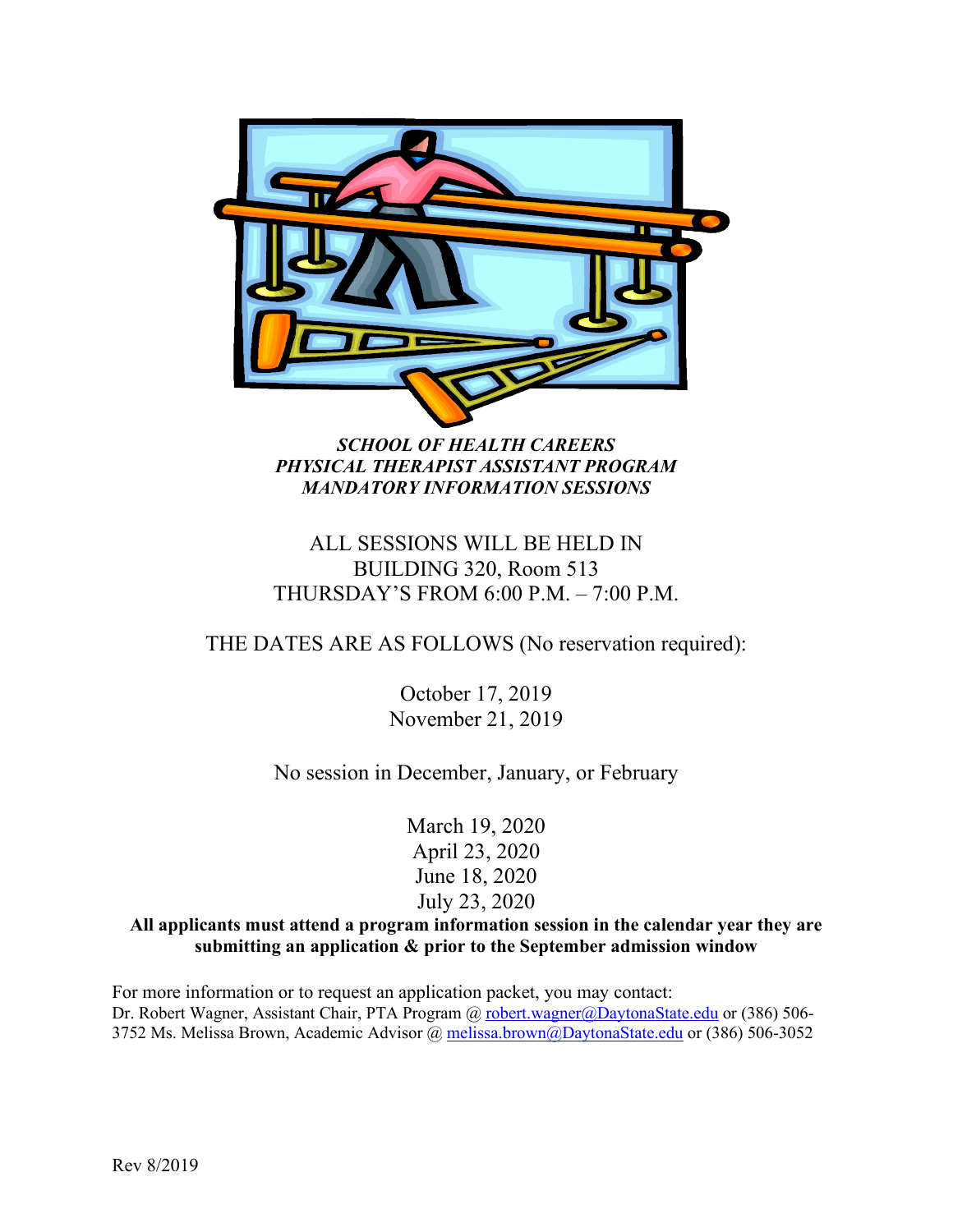***SCHOOL OF HEALTH CAREERS***
***PHYSICAL THERAPIST ASSISTANT PROGRAM***
***MANDATORY INFORMATION SESSIONS***

ALL SESSIONS WILL BE HELD IN
BUILDING 320, Room 513
THURSDAY'S FROM 6:00 P.M. – 7:00 P.M.

THE DATES ARE AS FOLLOWS (No reservation required):

October 17, 2019
November 21, 2019

No session in December, January, or February

March 19, 2020
April 23, 2020
June 18, 2020
July 23, 2020

**All applicants must attend a program information session in the calendar year they are submitting an application & prior to the September admission window**

For more information or to request an application packet, you may contact:
Dr. Robert Wagner, Assistant Chair, PTA Program @ robert.wagner@DaytonaState.edu or (386) 506-3752 Ms. Melissa Brown, Academic Advisor @ melissa.brown@DaytonaState.edu or (386) 506-3052

Rev 8/2019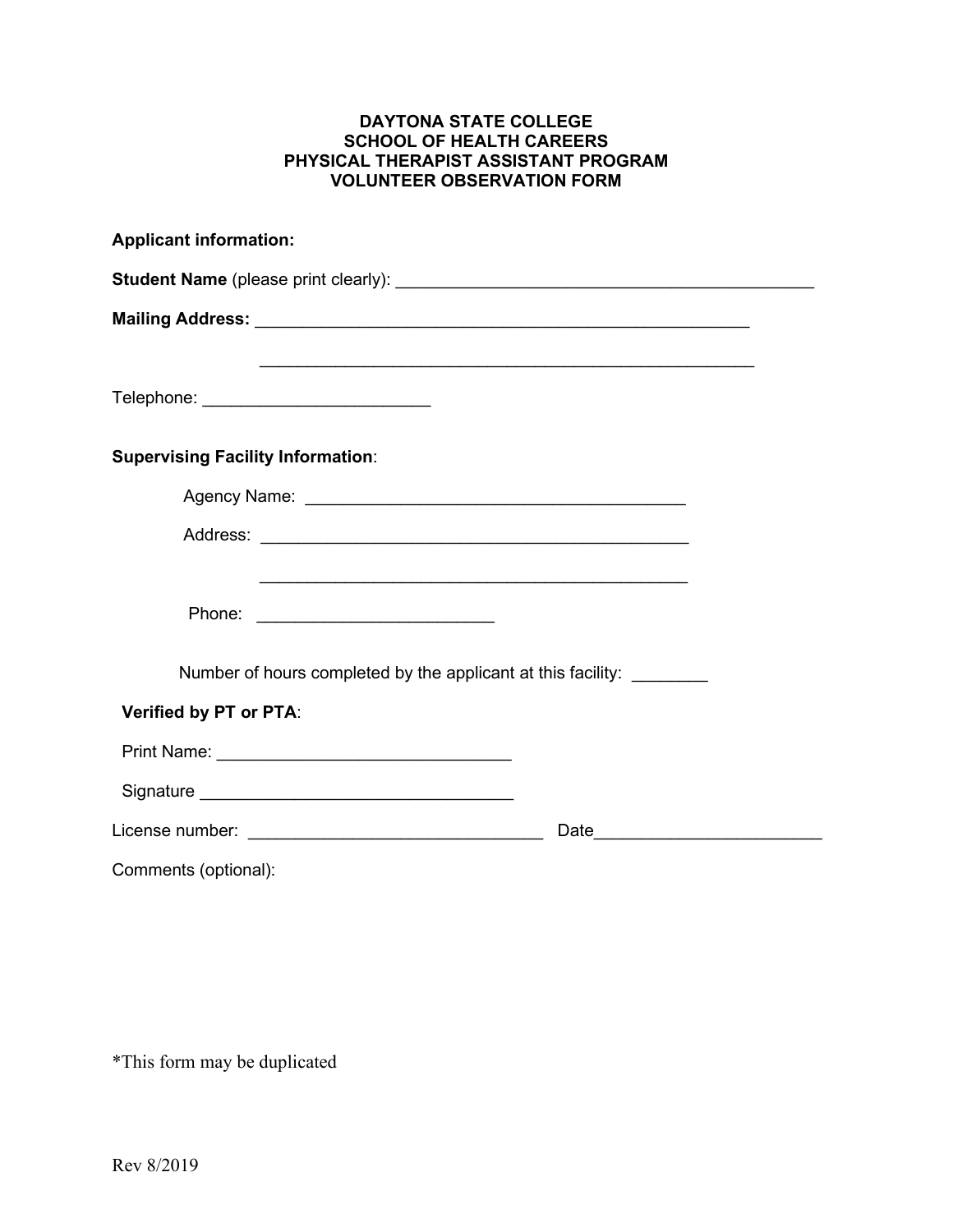**DAYTONA STATE COLLEGE**
**SCHOOL OF HEALTH CAREERS**
**PHYSICAL THERAPIST ASSISTANT PROGRAM**
**VOLUNTEER OBSERVATION FORM**

**Applicant information:**

**Student Name** (please print clearly): _______________________________________________

**Mailing Address:** _______________________________________________________

_______________________________________________________

Telephone: _________________________

**Supervising Facility Information**:

Agency Name: __________________________________________

Address: _______________________________________________

_______________________________________________

Phone: __________________________

Number of hours completed by the applicant at this facility: ________

**Verified by PT or PTA**:

Print Name: ________________________________

Signature __________________________________

License number: ________________________________ Date_________________________

Comments (optional):

*This form may be duplicated

Rev 8/2019